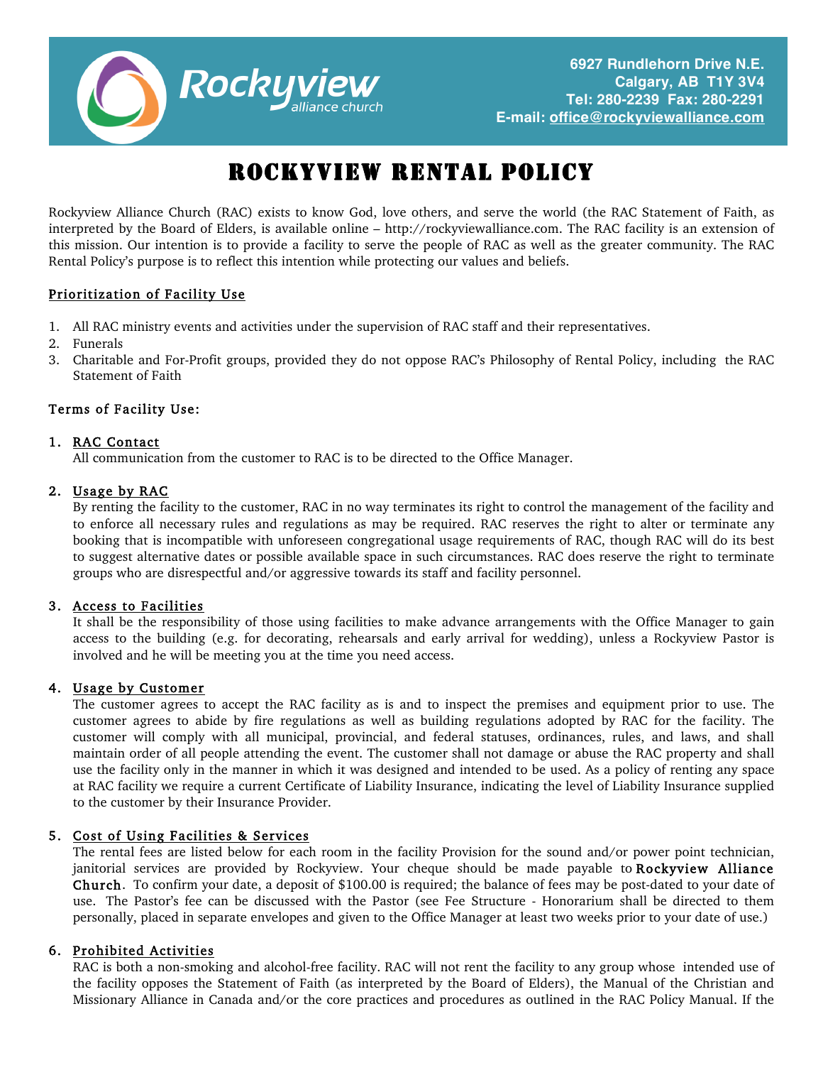Rockyview alliance church

6927 Rundlehorn Drive N.E.
Calgary, AB T1Y 3V4
Tel: 280-2239 Fax: 280-2291
E-mail: office@rockyviewalliance.com

# ROCKYVIEW RENTAL POLICY

Rockyview Alliance Church (RAC) exists to know God, love others, and serve the world (the RAC Statement of Faith, as interpreted by the Board of Elders, is available online – http://rockyviewalliance.com. The RAC facility is an extension of this mission. Our intention is to provide a facility to serve the people of RAC as well as the greater community. The RAC Rental Policy's purpose is to reflect this intention while protecting our values and beliefs.

## Prioritization of Facility Use

1. All RAC ministry events and activities under the supervision of RAC staff and their representatives.
2. Funerals
3. Charitable and For-Profit groups, provided they do not oppose RAC's Philosophy of Rental Policy, including the RAC Statement of Faith

## Terms of Facility Use:

1. **RAC Contact**
   All communication from the customer to RAC is to be directed to the Office Manager.

2. **Usage by RAC**
   By renting the facility to the customer, RAC in no way terminates its right to control the management of the facility and to enforce all necessary rules and regulations as may be required. RAC reserves the right to alter or terminate any booking that is incompatible with unforeseen congregational usage requirements of RAC, though RAC will do its best to suggest alternative dates or possible available space in such circumstances. RAC does reserve the right to terminate groups who are disrespectful and/or aggressive towards its staff and facility personnel.

3. **Access to Facilities**
   It shall be the responsibility of those using facilities to make advance arrangements with the Office Manager to gain access to the building (e.g. for decorating, rehearsals and early arrival for wedding), unless a Rockyview Pastor is involved and he will be meeting you at the time you need access.

4. **Usage by Customer**
   The customer agrees to accept the RAC facility as is and to inspect the premises and equipment prior to use. The customer agrees to abide by fire regulations as well as building regulations adopted by RAC for the facility. The customer will comply with all municipal, provincial, and federal statuses, ordinances, rules, and laws, and shall maintain order of all people attending the event. The customer shall not damage or abuse the RAC property and shall use the facility only in the manner in which it was designed and intended to be used. As a policy of renting any space at RAC facility we require a current Certificate of Liability Insurance, indicating the level of Liability Insurance supplied to the customer by their Insurance Provider.

5. **Cost of Using Facilities & Services**
   The rental fees are listed below for each room in the facility Provision for the sound and/or power point technician, janitorial services are provided by Rockyview. Your cheque should be made payable to **Rockyview Alliance Church**. To confirm your date, a deposit of $100.00 is required; the balance of fees may be post-dated to your date of use. The Pastor's fee can be discussed with the Pastor (see Fee Structure - Honorarium shall be directed to them personally, placed in separate envelopes and given to the Office Manager at least two weeks prior to your date of use.)

6. **Prohibited Activities**
   RAC is both a non-smoking and alcohol-free facility. RAC will not rent the facility to any group whose intended use of the facility opposes the Statement of Faith (as interpreted by the Board of Elders), the Manual of the Christian and Missionary Alliance in Canada and/or the core practices and procedures as outlined in the RAC Policy Manual. If the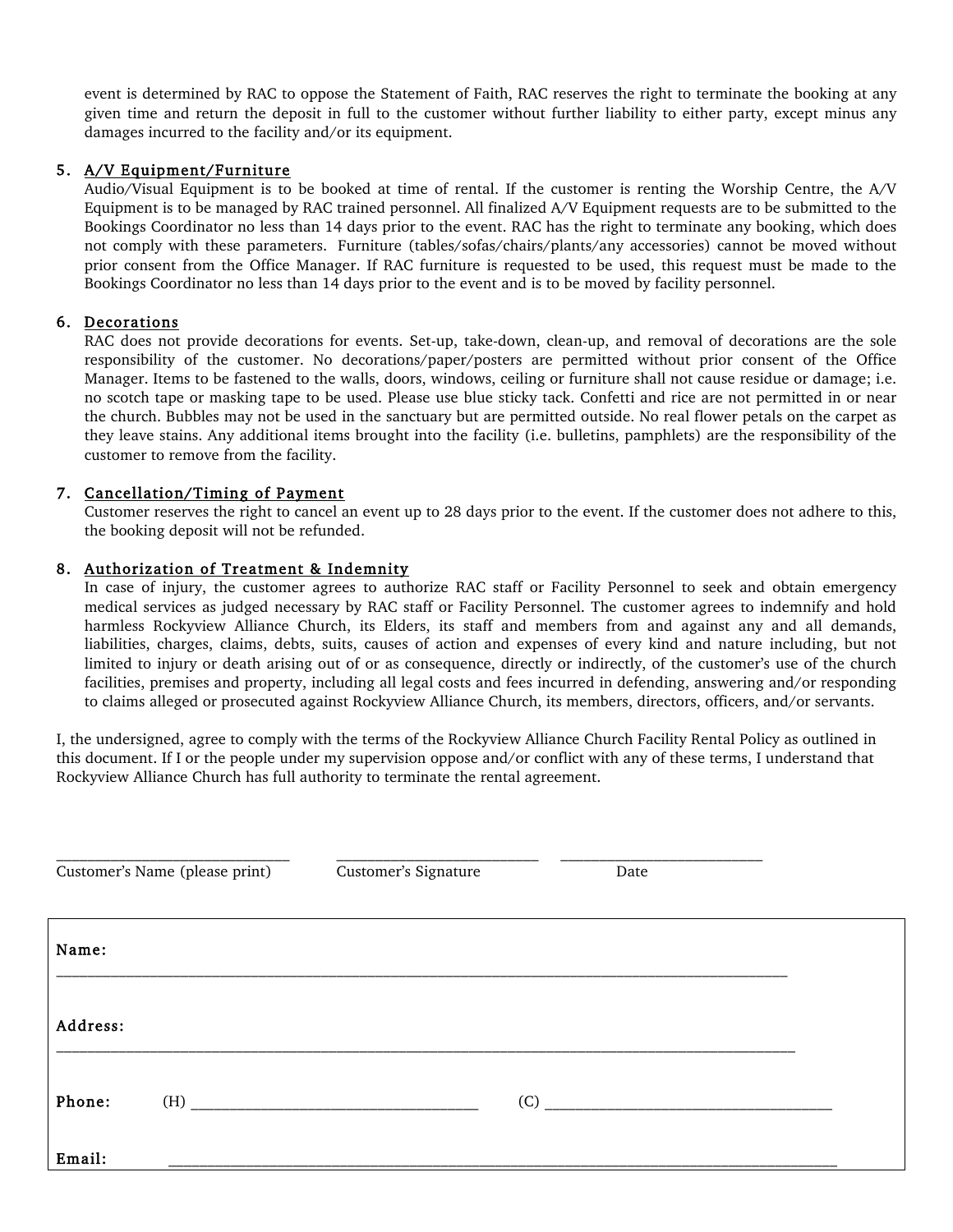event is determined by RAC to oppose the Statement of Faith, RAC reserves the right to terminate the booking at any given time and return the deposit in full to the customer without further liability to either party, except minus any damages incurred to the facility and/or its equipment.

5. **A/V Equipment/Furniture**
   Audio/Visual Equipment is to be booked at time of rental. If the customer is renting the Worship Centre, the A/V Equipment is to be managed by RAC trained personnel. All finalized A/V Equipment requests are to be submitted to the Bookings Coordinator no less than 14 days prior to the event. RAC has the right to terminate any booking, which does not comply with these parameters. Furniture (tables/sofas/chairs/plants/any accessories) cannot be moved without prior consent from the Office Manager. If RAC furniture is requested to be used, this request must be made to the Bookings Coordinator no less than 14 days prior to the event and is to be moved by facility personnel.

6. **Decorations**
   RAC does not provide decorations for events. Set-up, take-down, clean-up, and removal of decorations are the sole responsibility of the customer. No decorations/paper/posters are permitted without prior consent of the Office Manager. Items to be fastened to the walls, doors, windows, ceiling or furniture shall not cause residue or damage; i.e. no scotch tape or masking tape to be used. Please use blue sticky tack. Confetti and rice are not permitted in or near the church. Bubbles may not be used in the sanctuary but are permitted outside. No real flower petals on the carpet as they leave stains. Any additional items brought into the facility (i.e. bulletins, pamphlets) are the responsibility of the customer to remove from the facility.

7. **Cancellation/Timing of Payment**
   Customer reserves the right to cancel an event up to 28 days prior to the event. If the customer does not adhere to this, the booking deposit will not be refunded.

8. **Authorization of Treatment & Indemnity**
   In case of injury, the customer agrees to authorize RAC staff or Facility Personnel to seek and obtain emergency medical services as judged necessary by RAC staff or Facility Personnel. The customer agrees to indemnify and hold harmless Rockyview Alliance Church, its Elders, its staff and members from and against any and all demands, liabilities, charges, claims, debts, suits, causes of action and expenses of every kind and nature including, but not limited to injury or death arising out of or as consequence, directly or indirectly, of the customer's use of the church facilities, premises and property, including all legal costs and fees incurred in defending, answering and/or responding to claims alleged or prosecuted against Rockyview Alliance Church, its members, directors, officers, and/or servants.

I, the undersigned, agree to comply with the terms of the Rockyview Alliance Church Facility Rental Policy as outlined in this document. If I or the people under my supervision oppose and/or conflict with any of these terms, I understand that Rockyview Alliance Church has full authority to terminate the rental agreement.

______________________________ ______________________________ ______________________________
Customer's Name (please print) Customer's Signature Date

**Name:** ________________________________________________________________

**Address:** ________________________________________________________________

**Phone:** (H) ______________________________ (C) ______________________________

**Email:** ________________________________________________________________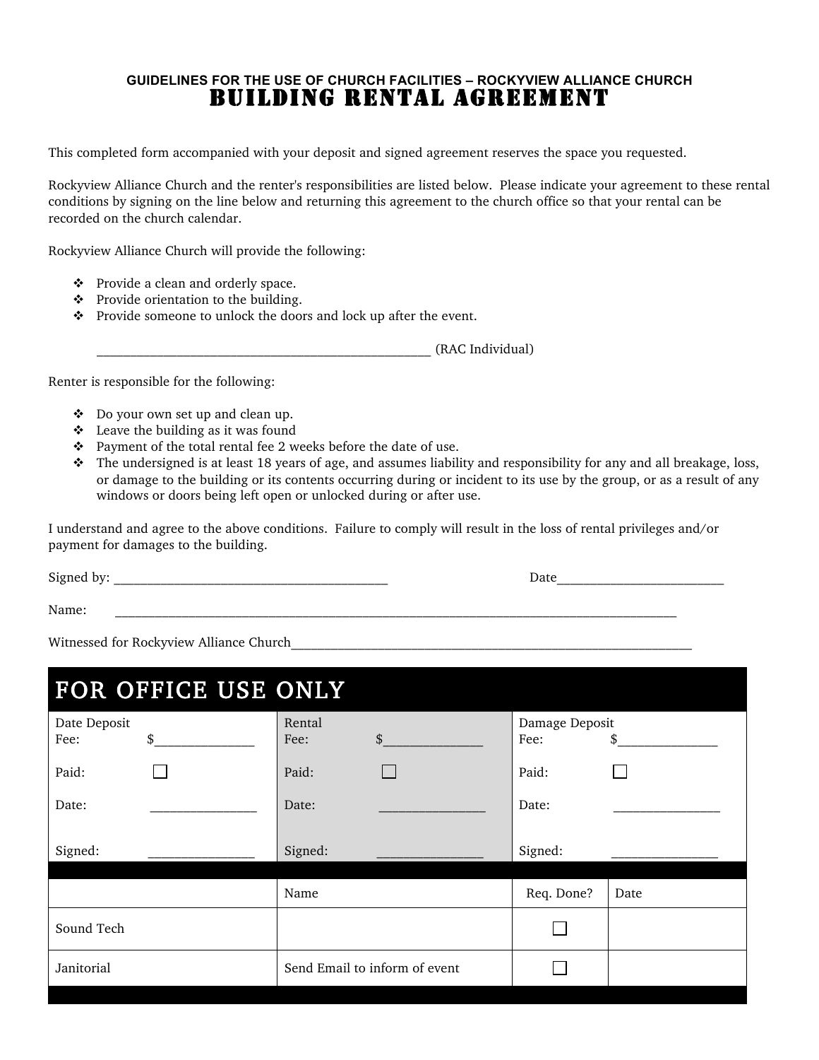GUIDELINES FOR THE USE OF CHURCH FACILITIES – ROCKYVIEW ALLIANCE CHURCH

# BUILDING RENTAL AGREEMENT

This completed form accompanied with your deposit and signed agreement reserves the space you requested.

Rockyview Alliance Church and the renter's responsibilities are listed below. Please indicate your agreement to these rental conditions by signing on the line below and returning this agreement to the church office so that your rental can be recorded on the church calendar.

Rockyview Alliance Church will provide the following:

- Provide a clean and orderly space.
- Provide orientation to the building.
- Provide someone to unlock the doors and lock up after the event.

_____________________________________________ (RAC Individual)

Renter is responsible for the following:

- Do your own set up and clean up.
- Leave the building as it was found
- Payment of the total rental fee 2 weeks before the date of use.
- The undersigned is at least 18 years of age, and assumes liability and responsibility for any and all breakage, loss, or damage to the building or its contents occurring during or incident to its use by the group, or as a result of any windows or doors being left open or unlocked during or after use.

I understand and agree to the above conditions. Failure to comply will result in the loss of rental privileges and/or payment for damages to the building.

Signed by: ________________________________________ Date________________________

Name: ____________________________________________________________________________

Witnessed for Rockyview Alliance Church_____________________________________________________

## FOR OFFICE USE ONLY

| Date Deposit | Rental | Damage Deposit |
|---|---|---|
| Fee: $______________ | Fee: $______________ | Fee: $______________ |
| Paid: ☐ | Paid: ☐ | Paid: ☐ |
| Date: ______________ | Date: ______________ | Date: ______________ |
| Signed: ______________ | Signed: ______________ | Signed: ______________ |

| | Name | Req. Done? | Date |
|---|---|---|---|
| Sound Tech | | ☐ | |
| Janitorial | Send Email to inform of event | ☐ | |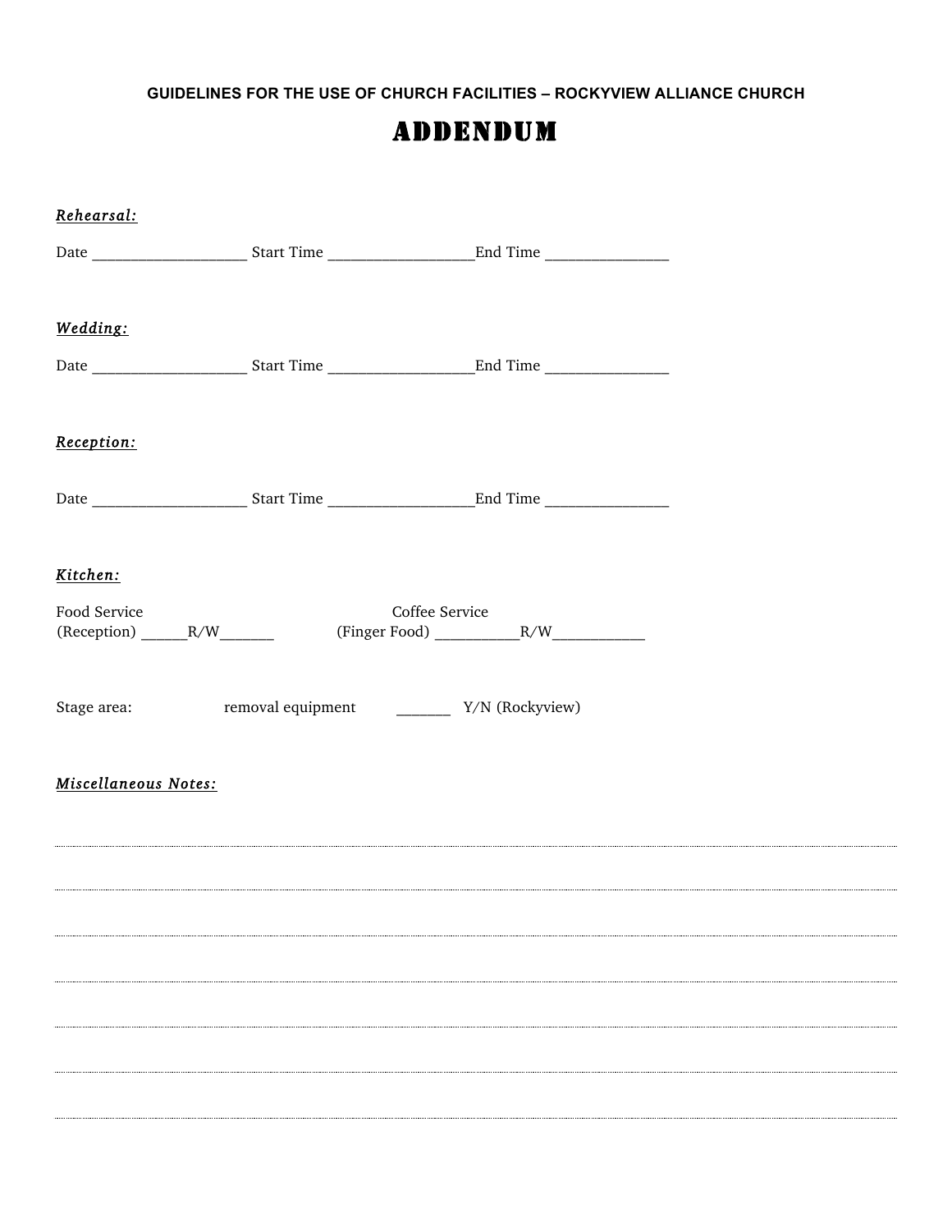GUIDELINES FOR THE USE OF CHURCH FACILITIES – ROCKYVIEW ALLIANCE CHURCH

# ADDENDUM

***Rehearsal:***

Date ____________________ Start Time ___________________End Time ________________

***Wedding:***

Date ____________________ Start Time ___________________End Time ________________

***Reception:***

Date ____________________ Start Time ___________________End Time ________________

***Kitchen:***

Food Service
(Reception) ______R/W_______

Coffee Service
(Finger Food) ___________R/W____________

Stage area: removal equipment _______ Y/N (Rockyview)

***Miscellaneous Notes:***

................................................................................................................................................

................................................................................................................................................

................................................................................................................................................

................................................................................................................................................

................................................................................................................................................

................................................................................................................................................

................................................................................................................................................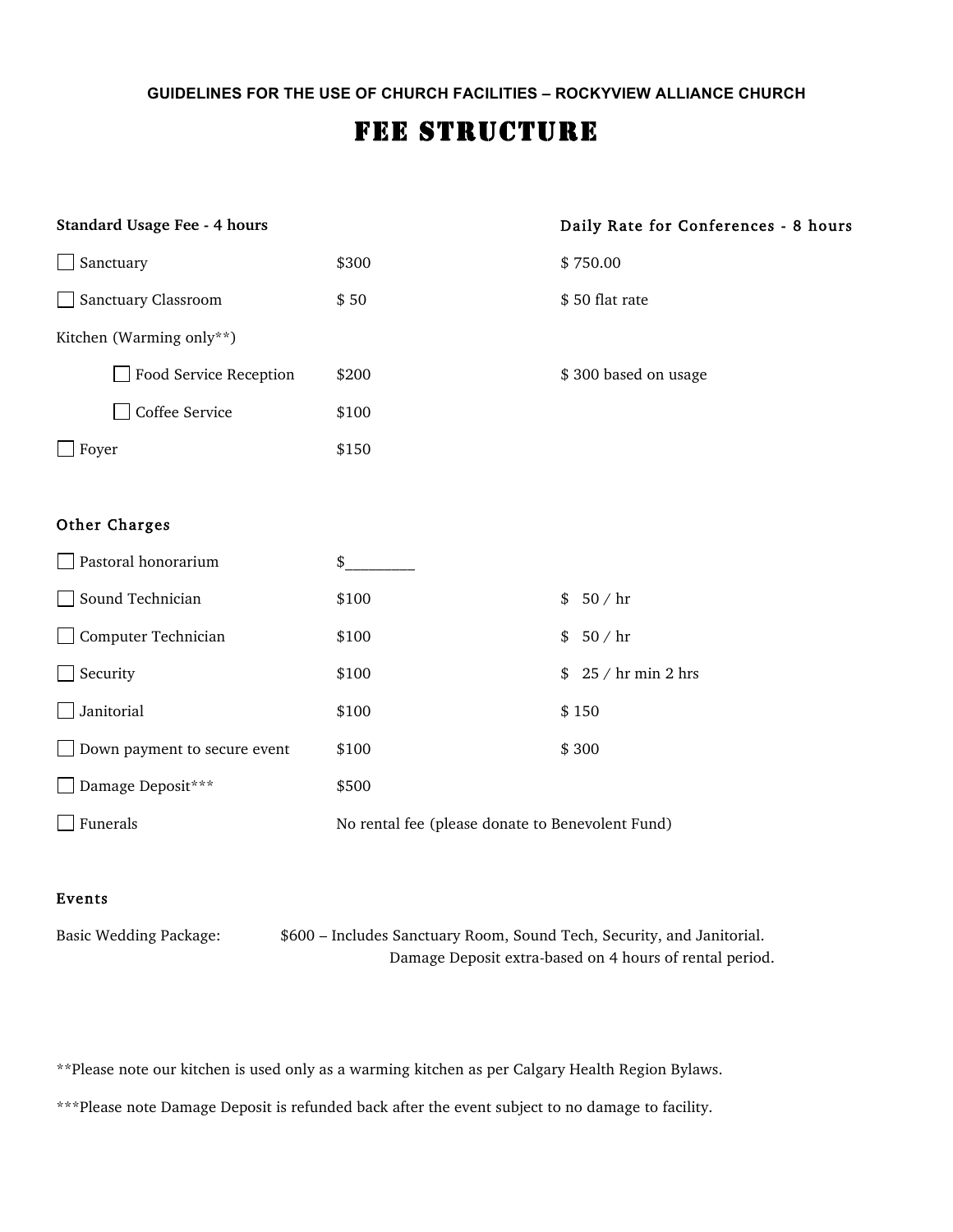GUIDELINES FOR THE USE OF CHURCH FACILITIES – ROCKYVIEW ALLIANCE CHURCH

# FEE STRUCTURE

| Standard Usage Fee - 4 hours | | Daily Rate for Conferences - 8 hours |
|---|---|---|
| ☐ Sanctuary | $300 | $ 750.00 |
| ☐ Sanctuary Classroom | $ 50 | $ 50 flat rate |
| Kitchen (Warming only**) | | |
| ☐ Food Service Reception | $200 | $ 300 based on usage |
| ☐ Coffee Service | $100 | |
| ☐ Foyer | $150 | |

### Other Charges

| | | |
|---|---|---|
| ☐ Pastoral honorarium | $_________ | |
| ☐ Sound Technician | $100 | $ 50 / hr |
| ☐ Computer Technician | $100 | $ 50 / hr |
| ☐ Security | $100 | $ 25 / hr min 2 hrs |
| ☐ Janitorial | $100 | $ 150 |
| ☐ Down payment to secure event | $100 | $ 300 |
| ☐ Damage Deposit*** | $500 | |
| ☐ Funerals | No rental fee (please donate to Benevolent Fund) | |

### Events

Basic Wedding Package: $600 – Includes Sanctuary Room, Sound Tech, Security, and Janitorial. Damage Deposit extra-based on 4 hours of rental period.

**Please note our kitchen is used only as a warming kitchen as per Calgary Health Region Bylaws.

***Please note Damage Deposit is refunded back after the event subject to no damage to facility.